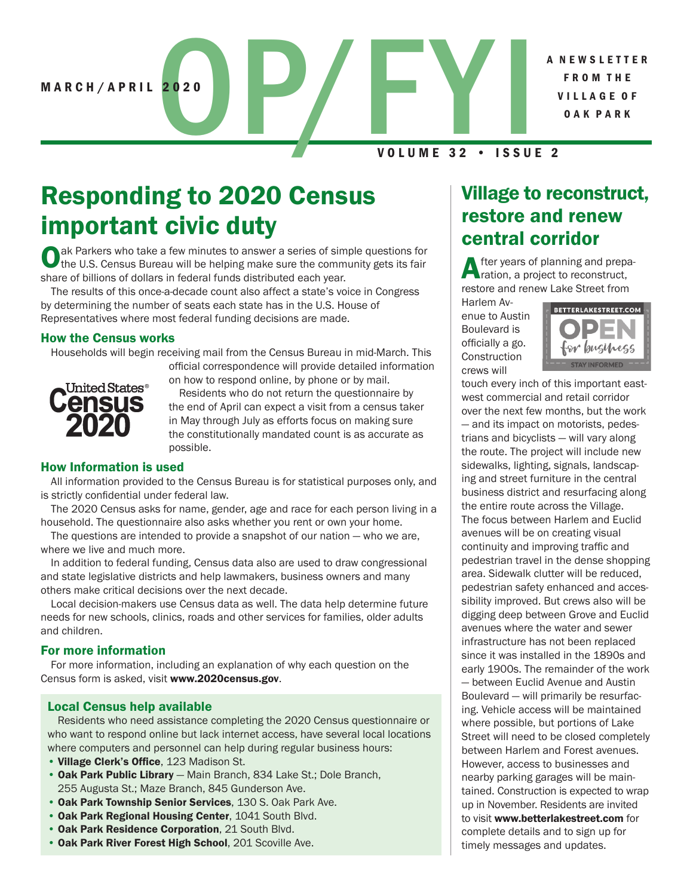MARCH/APRIL 2020

# OP/FYI

A NEWSLETTER FROM THE VILLAGE OF OAK PARK

VOLUME 32 • ISSUE 2

## Responding to 2020 Census important civic duty

Oak Parkers who take a few minutes to answer a series of simple questions for the U.S. Census Bureau will be helping make sure the community gets its fair share of billions of dollars in federal funds distributed each year.

The results of this once-a-decade count also affect a state's voice in Congress by determining the number of seats each state has in the U.S. House of Representatives where most federal funding decisions are made.

### How the Census works

Households will begin receiving mail from the Census Bureau in mid-March. This official correspondence will provide detailed information on how to respond online, by phone or by mail.

Residents who do not return the questionnaire by the end of April can expect a visit from a census taker in May through July as efforts focus on making sure the constitutionally mandated count is as accurate as possible.

### How Information is used

All information provided to the Census Bureau is for statistical purposes only, and is strictly confidential under federal law.

The 2020 Census asks for name, gender, age and race for each person living in a household. The questionnaire also asks whether you rent or own your home.

The questions are intended to provide a snapshot of our nation — who we are, where we live and much more.

In addition to federal funding, Census data also are used to draw congressional and state legislative districts and help lawmakers, business owners and many others make critical decisions over the next decade.

Local decision-makers use Census data as well. The data help determine future needs for new schools, clinics, roads and other services for families, older adults and children.

### For more information

For more information, including an explanation of why each question on the Census form is asked, visit **www.2020census.gov**.

### Local Census help available

Residents who need assistance completing the 2020 Census questionnaire or who want to respond online but lack internet access, have several local locations where computers and personnel can help during regular business hours:

- **Village Clerk's Office**, 123 Madison St.
- **Oak Park Public Library** — Main Branch, 834 Lake St.; Dole Branch, 255 Augusta St.; Maze Branch, 845 Gunderson Ave.
- **Oak Park Township Senior Services**, 130 S. Oak Park Ave.
- **Oak Park Regional Housing Center**, 1041 South Blvd.
- **Oak Park Residence Corporation**, 21 South Blvd.
- **Oak Park River Forest High School**, 201 Scoville Ave.

## Village to reconstruct, restore and renew central corridor

After years of planning and preparation, a project to reconstruct, restore and renew Lake Street from Harlem Avenue to Austin Boulevard is officially a go. Construction crews will touch every inch of this important east-west commercial and retail corridor over the next few months, but the work — and its impact on motorists, pedestrians and bicyclists — will vary along the route. The project will include new sidewalks, lighting, signals, landscaping and street furniture in the central business district and resurfacing along the entire route across the Village. The focus between Harlem and Euclid avenues will be on creating visual continuity and improving traffic and pedestrian travel in the dense shopping area. Sidewalk clutter will be reduced, pedestrian safety enhanced and accessibility improved. But crews also will be digging deep between Grove and Euclid avenues where the water and sewer infrastructure has not been replaced since it was installed in the 1890s and early 1900s. The remainder of the work — between Euclid Avenue and Austin Boulevard — will primarily be resurfacing. Vehicle access will be maintained where possible, but portions of Lake Street will need to be closed completely between Harlem and Forest avenues. However, access to businesses and nearby parking garages will be maintained. Construction is expected to wrap up in November. Residents are invited to visit **www.betterlakestreet.com** for complete details and to sign up for timely messages and updates.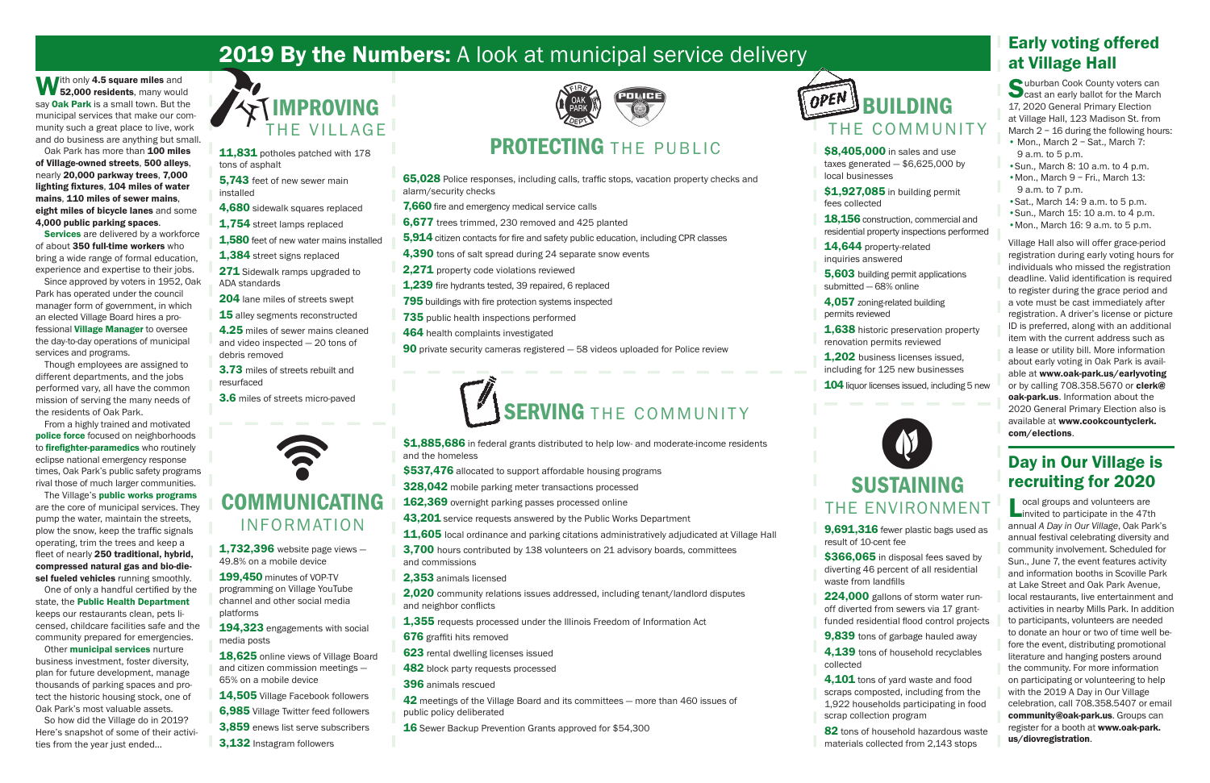# 2019 By the Numbers: A look at municipal service delivery

**With** only **4.5 square miles** and **52,000 residents**, many would say **Oak Park** is a small town. But the municipal services that make our community such a great place to live, work and do business are anything but small.

Oak Park has more than **100 miles of Village-owned streets**, **500 alleys**, nearly **20,000 parkway trees**, **7,000 lighting fixtures**, **104 miles of water mains**, **110 miles of sewer mains**, **eight miles of bicycle lanes** and some **4,000 public parking spaces**.

**Services** are delivered by a workforce of about **350 full-time workers** who bring a wide range of formal education, experience and expertise to their jobs.

Since approved by voters in 1952, Oak Park has operated under the council manager form of government, in which an elected Village Board hires a professional **Village Manager** to oversee the day-to-day operations of municipal services and programs.

Though employees are assigned to different departments, and the jobs performed vary, all have the common mission of serving the many needs of the residents of Oak Park.

From a highly trained and motivated **police force** focused on neighborhoods to **firefighter-paramedics** who routinely eclipse national emergency response times, Oak Park's public safety programs rival those of much larger communities.

The Village's **public works programs** are the core of municipal services. They pump the water, maintain the streets, plow the snow, keep the traffic signals operating, trim the trees and keep a fleet of nearly **250 traditional, hybrid, compressed natural gas and bio-diesel fueled vehicles** running smoothly.

One of only a handful certified by the state, the **Public Health Department** keeps our restaurants clean, pets licensed, childcare facilities safe and the community prepared for emergencies.

Other **municipal services** nurture business investment, foster diversity, plan for future development, manage thousands of parking spaces and protect the historic housing stock, one of Oak Park's most valuable assets.

So how did the Village do in 2019? Here's snapshot of some of their activities from the year just ended...

## IMPROVING THE VILLAGE

- **11,831** potholes patched with 178 tons of asphalt
- **5,743** feet of new sewer main installed
- **4,680** sidewalk squares replaced
- **1,754** street lamps replaced
- **1,580** feet of new water mains installed
- **1,384** street signs replaced
- **271** Sidewalk ramps upgraded to ADA standards
- **204** lane miles of streets swept
- **15** alley segments reconstructed
- **4.25** miles of sewer mains cleaned and video inspected – 20 tons of debris removed
- **3.73** miles of streets rebuilt and resurfaced
- **3.6** miles of streets micro-paved

## COMMUNICATING INFORMATION

- **1,732,396** website page views – 49.8% on a mobile device
- **199,450** minutes of VOP-TV programming on Village YouTube channel and other social media platforms
- **194,323** engagements with social media posts
- **18,625** online views of Village Board and citizen commission meetings – 65% on a mobile device
- **14,505** Village Facebook followers
- **6,985** Village Twitter feed followers
- **3,859** enews list serve subscribers
- **3,132** Instagram followers

## PROTECTING THE PUBLIC

- **65,028** Police responses, including calls, traffic stops, vacation property checks and alarm/security checks
- **7,660** fire and emergency medical service calls
- **6,677** trees trimmed, 230 removed and 425 planted
- **5,914** citizen contacts for fire and safety public education, including CPR classes
- **4,390** tons of salt spread during 24 separate snow events
- **2,271** property code violations reviewed
- **1,239** fire hydrants tested, 39 repaired, 6 replaced
- **795** buildings with fire protection systems inspected
- **735** public health inspections performed
- **464** health complaints investigated
- **90** private security cameras registered – 58 videos uploaded for Police review

## SERVING THE COMMUNITY

- **$1,885,686** in federal grants distributed to help low- and moderate-income residents and the homeless
- **$537,476** allocated to support affordable housing programs
- **328,042** mobile parking meter transactions processed
- **162,369** overnight parking passes processed online
- **43,201** service requests answered by the Public Works Department
- **11,605** local ordinance and parking citations administratively adjudicated at Village Hall
- **3,700** hours contributed by 138 volunteers on 21 advisory boards, committees and commissions
- **2,353** animals licensed
- **2,020** community relations issues addressed, including tenant/landlord disputes and neighbor conflicts
- **1,355** requests processed under the Illinois Freedom of Information Act
- **676** graffiti hits removed
- **623** rental dwelling licenses issued
- **482** block party requests processed
- **396** animals rescued
- **42** meetings of the Village Board and its committees – more than 460 issues of public policy deliberated
- **16** Sewer Backup Prevention Grants approved for $54,300

## BUILDING THE COMMUNITY

- **$8,405,000** in sales and use taxes generated – $6,625,000 by local businesses
- **$1,927,085** in building permit fees collected
- **18,156** construction, commercial and residential property inspections performed
- **14,644** property-related inquiries answered
- **5,603** building permit applications submitted – 68% online
- **4,057** zoning-related building permits reviewed
- **1,638** historic preservation property renovation permits reviewed
- **1,202** business licenses issued, including for 125 new businesses
- **104** liquor licenses issued, including 5 new

## SUSTAINING THE ENVIRONMENT

- **9,691,316** fewer plastic bags used as result of 10-cent fee
- **$366,065** in disposal fees saved by diverting 46 percent of all residential waste from landfills
- **224,000** gallons of storm water run-off diverted from sewers via 17 grant-funded residential flood control projects
- **9,839** tons of garbage hauled away
- **4,139** tons of household recyclables collected
- **4,101** tons of yard waste and food scraps composted, including from the 1,922 households participating in food scrap collection program
- **82** tons of household hazardous waste materials collected from 2,143 stops

## Early voting offered at Village Hall

**Suburban** Cook County voters can cast an early ballot for the March 17, 2020 General Primary Election at Village Hall, 123 Madison St. from March 2 – 16 during the following hours:

- Mon., March 2 – Sat., March 7: 9 a.m. to 5 p.m.
- Sun., March 8: 10 a.m. to 4 p.m.
- Mon., March 9 – Fri., March 13: 9 a.m. to 7 p.m.
- Sat., March 14: 9 a.m. to 5 p.m.
- Sun., March 15: 10 a.m. to 4 p.m.
- Mon., March 16: 9 a.m. to 5 p.m.

Village Hall also will offer grace-period registration during early voting hours for individuals who missed the registration deadline. Valid identification is required to register during the grace period and a vote must be cast immediately after registration. A driver's license or picture ID is preferred, along with an additional item with the current address such as a lease or utility bill. More information about early voting in Oak Park is available at **www.oak-park.us/earlyvoting** or by calling 708.358.5670 or **clerk@oak-park.us**. Information about the 2020 General Primary Election also is available at **www.cookcountyclerk.com/elections**.

## Day in Our Village is recruiting for 2020

**Local** groups and volunteers are invited to participate in the 47th annual *A Day in Our Village*, Oak Park's annual festival celebrating diversity and community involvement. Scheduled for Sun., June 7, the event features activity and information booths in Scoville Park at Lake Street and Oak Park Avenue, local restaurants, live entertainment and activities in nearby Mills Park. In addition to participants, volunteers are needed to donate an hour or two of time well before the event, distributing promotional literature and hanging posters around the community. For more information on participating or volunteering to help with the 2019 A Day in Our Village celebration, call 708.358.5407 or email **community@oak-park.us**. Groups can register for a booth at **www.oak-park.us/diovregistration**.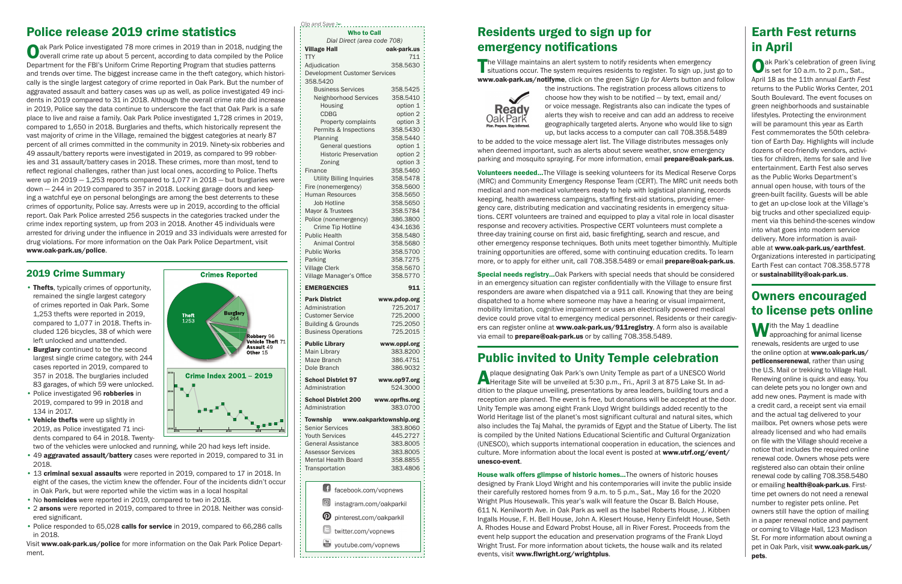## Police release 2019 crime statistics

Oak Park Police investigated 78 more crimes in 2019 than in 2018, nudging the overall crime rate up about 5 percent, according to data compiled by the Police Department for the FBI's Uniform Crime Reporting Program that studies patterns and trends over time. The biggest increase came in the theft category, which historically is the single largest category of crime reported in Oak Park. But the number of aggravated assault and battery cases was up as well, as police investigated 49 incidents in 2019 compared to 31 in 2018. Although the overall crime rate did increase in 2019, Police say the data continue to underscore the fact that Oak Park is a safe place to live and raise a family. Oak Park Police investigated 1,728 crimes in 2019, compared to 1,650 in 2018. Burglaries and thefts, which historically represent the vast majority of crime in the Village, remained the biggest categories at nearly 87 percent of all crimes committed in the community in 2019. Ninety-six robberies and 49 assault/battery reports were investigated in 2019, as compared to 99 robberies and 31 assault/battery cases in 2018. These crimes, more than most, tend to reflect regional challenges, rather than just local ones, according to Police. Thefts were up in 2019 — 1,253 reports compared to 1,077 in 2018 — but burglaries were down — 244 in 2019 compared to 357 in 2018. Locking garage doors and keeping a watchful eye on personal belongings are among the best deterrents to these crimes of opportunity, Police say. Arrests were up in 2019, according to the official report. Oak Park Police arrested 256 suspects in the categories tracked under the crime index reporting system, up from 203 in 2018. Another 45 individuals were arrested for driving under the influence in 2019 and 33 individuals were arrested for drug violations. For more information on the Oak Park Police Department, visit **www.oak-park.us/police**.

### 2019 Crime Summary

**Crimes Reported**

| Category | Number |
|---|---|
| Theft | 1253 |
| Burglary | 244 |
| Robbery | 96 |
| Vehicle Theft | 71 |
| Assault | 49 |
| Other | 15 |

**Crime Index 2001 – 2019**

- **Thefts**, typically crimes of opportunity, remained the single largest category of crimes reported in Oak Park. Some 1,253 thefts were reported in 2019, compared to 1,077 in 2018. Thefts included 126 bicycles, 38 of which were left unlocked and unattended.
- **Burglary** continued to be the second largest single crime category, with 244 cases reported in 2019, compared to 357 in 2018. The burglaries included 83 garages, of which 59 were unlocked.
- Police investigated 96 **robberies** in 2019, compared to 99 in 2018 and 134 in 2017.
- **Vehicle thefts** were up slightly in 2019, as Police investigated 71 incidents compared to 64 in 2018. Twenty-two of the vehicles were unlocked and running, while 20 had keys left inside.
- 49 **aggravated assault/battery** cases were reported in 2019, compared to 31 in 2018.
- 13 **criminal sexual assaults** were reported in 2019, compared to 17 in 2018. In eight of the cases, the victim knew the offender. Four of the incidents didn't occur in Oak Park, but were reported while the victim was in a local hospital
- No **homicides** were reported in 2019, compared to two in 2018.
- 2 **arsons** were reported in 2019, compared to three in 2018. Neither was considered significant.
- Police responded to 65,028 **calls for service** in 2019, compared to 66,286 calls in 2018.

Visit **www.oak-park.us/police** for more information on the Oak Park Police Department.

*Clip and Save*

### Who to Call

*Dial Direct (area code 708)*

| | |
|---|---|
| **Village Hall** | **oak-park.us** |
| TTY | 711 |
| Adjudication | 358.5630 |
| Development Customer Services | 358.5420 |
| Business Services | 358.5425 |
| Neighborhood Services | 358.5410 |
| Housing | option 1 |
| CDBG | option 2 |
| Property complaints | option 3 |
| Permits & Inspections | 358.5430 |
| Planning | 358.5440 |
| General questions | option 1 |
| Historic Preservation | option 2 |
| Zoning | option 3 |
| Finance | 358.5460 |
| Utility Billing Inquiries | 358.5478 |
| Fire (nonemergency) | 358.5600 |
| Human Resources | 358.5650 |
| Job Hotline | 358.5650 |
| Mayor & Trustees | 358.5784 |
| Police (nonemergency) | 386.3800 |
| Crime Tip Hotline | 434.1636 |
| Public Health | 358.5480 |
| Animal Control | 358.5680 |
| Public Works | 358.5700 |
| Parking | 358.7275 |
| Village Clerk | 358.5670 |
| Village Manager's Office | 358.5770 |
| **EMERGENCIES** | **911** |
| **Park District** | **www.pdop.org** |
| Administration | 725.2017 |
| Customer Service | 725.2000 |
| Building & Grounds | 725.2050 |
| Business Operations | 725.2015 |
| **Public Library** | **www.oppl.org** |
| Main Library | 383.8200 |
| Maze Branch | 386.4751 |
| Dole Branch | 386.9032 |
| **School District 97** | **www.op97.org** |
| Administration | 524.3000 |
| **School District 200** | **www.oprfhs.org** |
| Administration | 383.0700 |
| **Township** | **www.oakparktownship.org** |
| Senior Services | 383.8060 |
| Youth Services | 445.2727 |
| General Assistance | 383.8005 |
| Assessor Services | 383.8005 |
| Mental Health Board | 358.8855 |
| Transportation | 383.4806 |

facebook.com/vopnews
instagram.com/oakparkil
pinterest.com/oakparkil
twitter.com/vopnews
youtube.com/vopnews

## Residents urged to sign up for emergency notifications

The Village maintains an alert system to notify residents when emergency situations occur. The system requires residents to register. To sign up, just go to **www.oak-park.us/notifyme**, click on the green *Sign Up for Alerts* button and follow the instructions. The registration process allows citizens to choose how they wish to be notified — by text, email and/or voice message. Registrants also can indicate the types of alerts they wish to receive and can add an address to receive geographically targeted alerts. Anyone who would like to sign up, but lacks access to a computer can call 708.358.5489 to be added to the voice message alert list. The Village distributes messages only when deemed important, such as alerts about severe weather, snow emergency parking and mosquito spraying. For more information, email **prepare@oak-park.us**.

**Volunteers needed…**The Village is seeking volunteers for its Medical Reserve Corps (MRC) and Community Emergency Response Team (CERT). The MRC unit needs both medical and non-medical volunteers ready to help with logistical planning, records keeping, health awareness campaigns, staffing first-aid stations, providing emergency care, distributing medication and vaccinating residents in emergency situations. CERT volunteers are trained and equipped to play a vital role in local disaster response and recovery activities. Prospective CERT volunteers must complete a three-day training course on first aid, basic firefighting, search and rescue, and other emergency response techniques. Both units meet together bimonthly. Multiple training opportunities are offered, some with continuing education credits. To learn more, or to apply for either unit, call 708.358.5489 or email **prepare@oak-park.us**.

**Special needs registry…**Oak Parkers with special needs that should be considered in an emergency situation can register confidentially with the Village to ensure first responders are aware when dispatched via a 911 call. Knowing that they are being dispatched to a home where someone may have a hearing or visual impairment, mobility limitation, cognitive impairment or uses an electrically powered medical device could prove vital to emergency medical personnel. Residents or their caregivers can register online at **www.oak-park.us/911registry**. A form also is available via email to **prepare@oak-park.us** or by calling 708.358.5489.

## Public invited to Unity Temple celebration

A plaque designating Oak Park's own Unity Temple as part of a UNESCO World Heritage Site will be unveiled at 5:30 p.m., Fri., April 3 at 875 Lake St. In addition to the plaque unveiling, presentations by area leaders, building tours and a reception are planned. The event is free, but donations will be accepted at the door. Unity Temple was among eight Frank Lloyd Wright buildings added recently to the World Heritage list of the planet's most significant cultural and natural sites, which also includes the Taj Mahal, the pyramids of Egypt and the Statue of Liberty. The list is compiled by the United Nations Educational Scientific and Cultural Organization (UNESCO), which supports international cooperation in education, the sciences and culture. More information about the local event is posted at **www.utrf.org/event/unesco-event**.

**House walk offers glimpse of historic homes…**The owners of historic houses designed by Frank Lloyd Wright and his contemporaries will invite the public inside their carefully restored homes from 9 a.m. to 5 p.m., Sat., May 16 for the 2020 Wright Plus Housewalk. This year's walk will feature the Oscar B. Balch House, 611 N. Kenilworth Ave. in Oak Park as well as the Isabel Roberts House, J. Kibben Ingalls House, F. H. Bell House, John A. Klesert House, Henry Einfeldt House, Seth A. Rhodes House and Edward Probst House, all in River Forest. Proceeds from the event help support the education and preservation programs of the Frank Lloyd Wright Trust. For more information about tickets, the house walk and its related events, visit **www.flwright.org/wrightplus**.

## Earth Fest returns in April

Oak Park's celebration of green living is set for 10 a.m. to 2 p.m., Sat., April 18 as the 11th annual *Earth Fest* returns to the Public Works Center, 201 South Boulevard. The event focuses on green neighborhoods and sustainable lifestyles. Protecting the environment will be paramount this year as Earth Fest commemorates the 50th celebration of Earth Day. Highlights will include dozens of eco-friendly vendors, activities for children, items for sale and live entertainment. Earth Fest also serves as the Public Works Department's annual open house, with tours of the green-built facility. Guests will be able to get an up-close look at the Village's big trucks and other specialized equipment via this behind-the-scenes window into what goes into modern service delivery. More information is available at **www.oak-park.us/earthfest**. Organizations interested in participating Earth Fest can contact 708.358.5778 or **sustainability@oak-park.us**.

## Owners encouraged to license pets online

With the May 1 deadline approaching for animal license renewals, residents are urged to use the online option at **www.oak-park.us/petlicenserenewal**, rather than using the U.S. Mail or trekking to Village Hall. Renewing online is quick and easy. You can delete pets you no longer own and add new ones. Payment is made with a credit card, a receipt sent via email and the actual tag delivered to your mailbox. Pet owners whose pets were already licensed and who had emails on file with the Village should receive a notice that includes the required online renewal code. Owners whose pets were registered also can obtain their online renewal code by calling 708.358.5480 or emailing **health@oak-park.us**. First-time pet owners do not need a renewal number to register pets online. Pet owners still have the option of mailing in a paper renewal notice and payment or coming to Village Hall, 123 Madison St. For more information about owning a pet in Oak Park, visit **www.oak-park.us/pets**.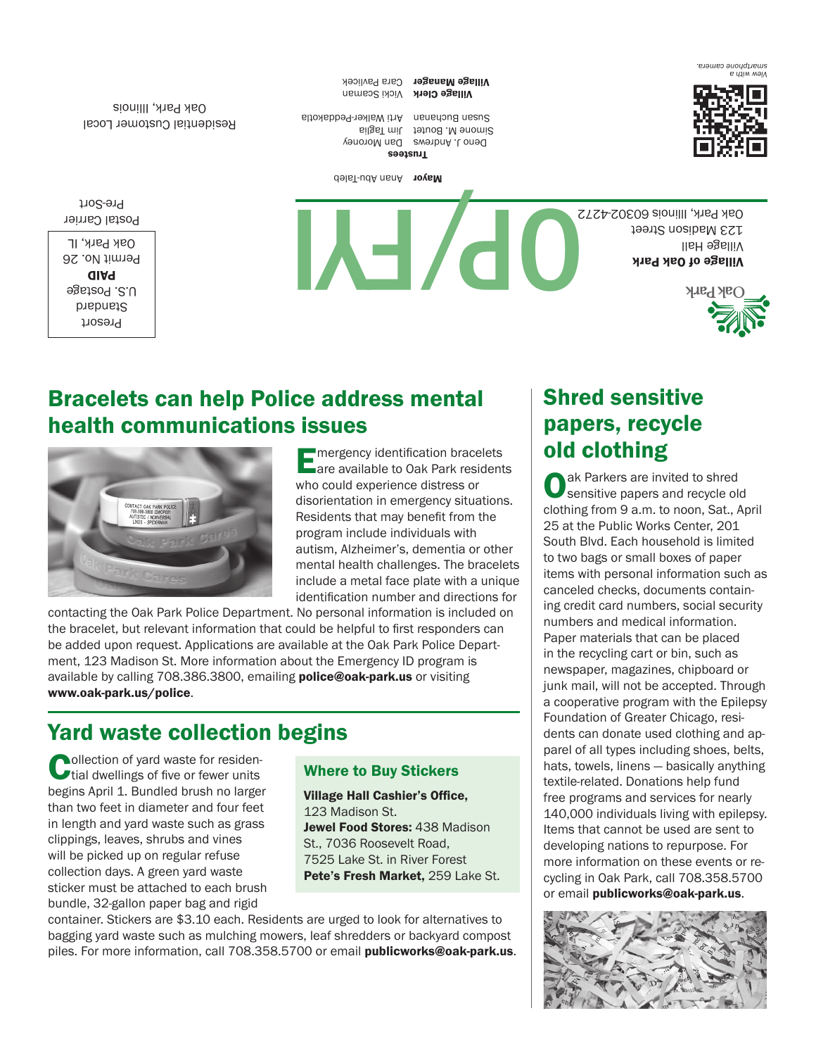Village of Oak Park
Village Hall
123 Madison Street
Oak Park, Illinois 60302-4272

OP/FYI

**Mayor** Anan Abu-Taleb

**Trustees**
Deno J. Andrews Dan Moroney
Simone M. Boutet Jim Taglia
Susan Buchanan Arti Walker-Peddakotla

**Village Clerk** Vicki Scaman
**Village Manager** Cara Pavlicek

*View with a smartphone camera.*

Presort
Standard
U.S. Postage
**PAID**
Permit No. 26
Oak Park, IL

Postal Carrier
Pre-Sort

Residential Customer Local
Oak Park, Illinois

## Bracelets can help Police address mental health communications issues

Emergency identification bracelets are available to Oak Park residents who could experience distress or disorientation in emergency situations. Residents that may benefit from the program include individuals with autism, Alzheimer's, dementia or other mental health challenges. The bracelets include a metal face plate with a unique identification number and directions for contacting the Oak Park Police Department. No personal information is included on the bracelet, but relevant information that could be helpful to first responders can be added upon request. Applications are available at the Oak Park Police Department, 123 Madison St. More information about the Emergency ID program is available by calling 708.386.3800, emailing **police@oak-park.us** or visiting **www.oak-park.us/police**.

## Yard waste collection begins

Collection of yard waste for residential dwellings of five or fewer units begins April 1. Bundled brush no larger than two feet in diameter and four feet in length and yard waste such as grass clippings, leaves, shrubs and vines will be picked up on regular refuse collection days. A green yard waste sticker must be attached to each brush bundle, 32-gallon paper bag and rigid container. Stickers are $3.10 each. Residents are urged to look for alternatives to bagging yard waste such as mulching mowers, leaf shredders or backyard compost piles. For more information, call 708.358.5700 or email **publicworks@oak-park.us**.

### Where to Buy Stickers

**Village Hall Cashier's Office,** 123 Madison St.
**Jewel Food Stores:** 438 Madison St., 7036 Roosevelt Road, 7525 Lake St. in River Forest
**Pete's Fresh Market,** 259 Lake St.

## Shred sensitive papers, recycle old clothing

Oak Parkers are invited to shred sensitive papers and recycle old clothing from 9 a.m. to noon, Sat., April 25 at the Public Works Center, 201 South Blvd. Each household is limited to two bags or small boxes of paper items with personal information such as canceled checks, documents containing credit card numbers, social security numbers and medical information. Paper materials that can be placed in the recycling cart or bin, such as newspaper, magazines, chipboard or junk mail, will not be accepted. Through a cooperative program with the Epilepsy Foundation of Greater Chicago, residents can donate used clothing and apparel of all types including shoes, belts, hats, towels, linens — basically anything textile-related. Donations help fund free programs and services for nearly 140,000 individuals living with epilepsy. Items that cannot be used are sent to developing nations to repurpose. For more information on these events or recycling in Oak Park, call 708.358.5700 or email **publicworks@oak-park.us**.